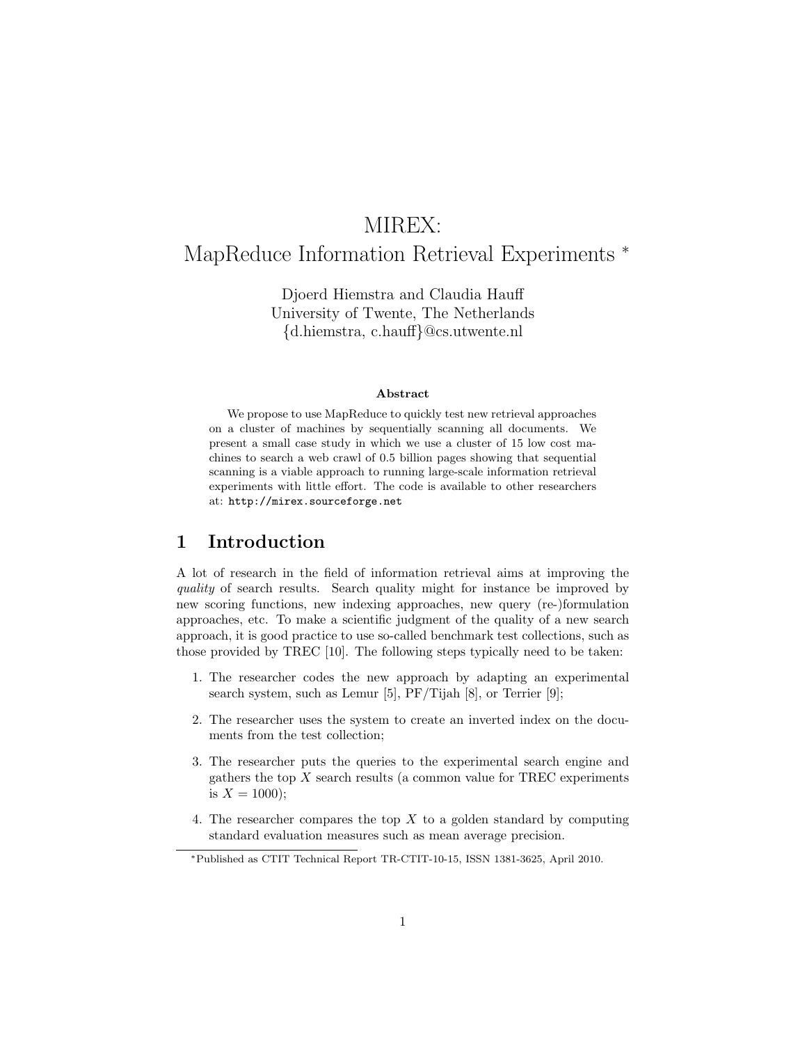# MIREX: MapReduce Information Retrieval Experiments *

Djoerd Hiemstra and Claudia Hauff
University of Twente, The Netherlands
{d.hiemstra, c.hauff}@cs.utwente.nl

**Abstract**

We propose to use MapReduce to quickly test new retrieval approaches on a cluster of machines by sequentially scanning all documents. We present a small case study in which we use a cluster of 15 low cost machines to search a web crawl of 0.5 billion pages showing that sequential scanning is a viable approach to running large-scale information retrieval experiments with little effort. The code is available to other researchers at: http://mirex.sourceforge.net

## 1 Introduction

A lot of research in the field of information retrieval aims at improving the *quality* of search results. Search quality might for instance be improved by new scoring functions, new indexing approaches, new query (re-)formulation approaches, etc. To make a scientific judgment of the quality of a new search approach, it is good practice to use so-called benchmark test collections, such as those provided by TREC [10]. The following steps typically need to be taken:

1. The researcher codes the new approach by adapting an experimental search system, such as Lemur [5], PF/Tijah [8], or Terrier [9];
2. The researcher uses the system to create an inverted index on the documents from the test collection;
3. The researcher puts the queries to the experimental search engine and gathers the top $X$ search results (a common value for TREC experiments is $X = 1000$);
4. The researcher compares the top $X$ to a golden standard by computing standard evaluation measures such as mean average precision.

*Published as CTIT Technical Report TR-CTIT-10-15, ISSN 1381-3625, April 2010.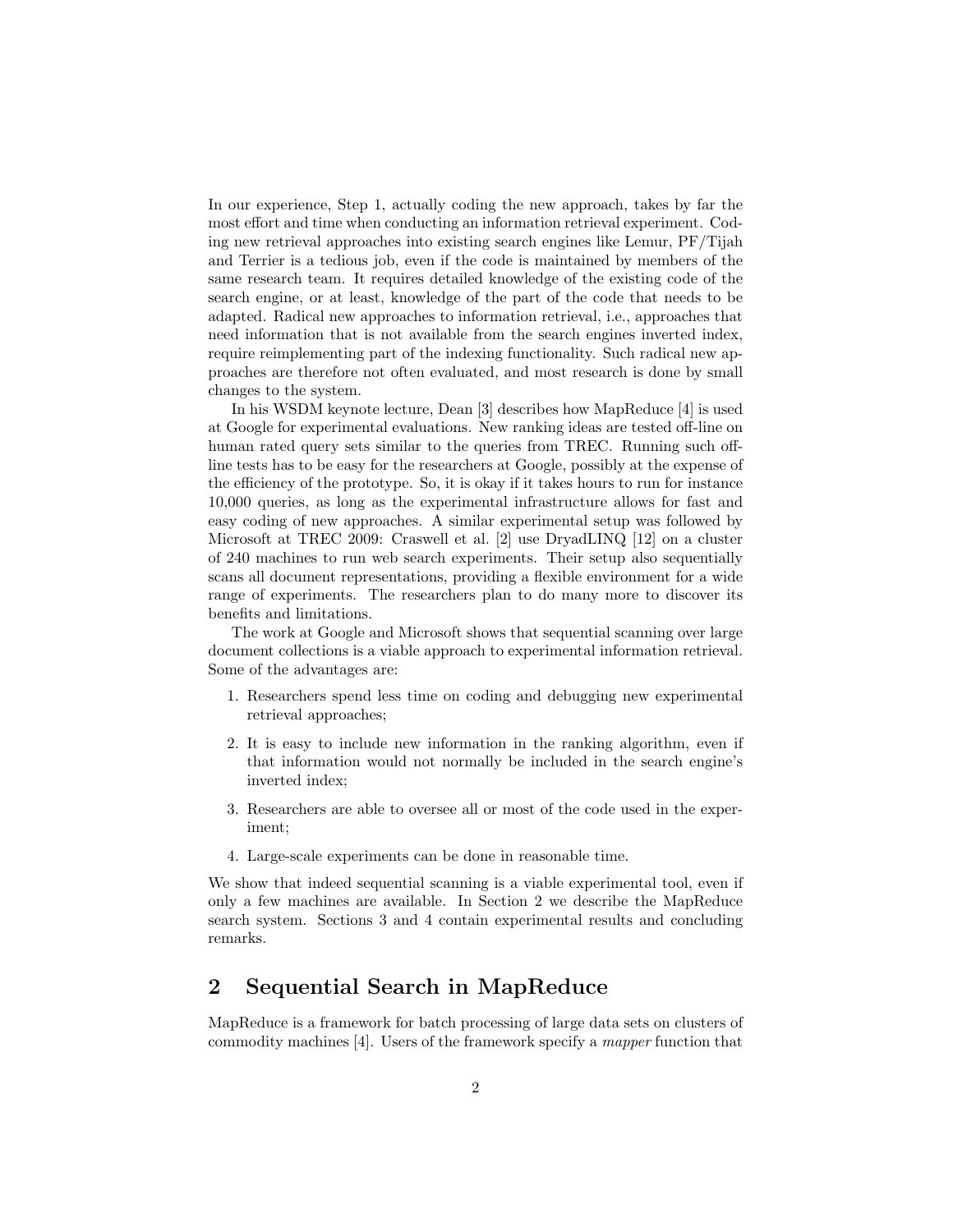In our experience, Step 1, actually coding the new approach, takes by far the most effort and time when conducting an information retrieval experiment. Coding new retrieval approaches into existing search engines like Lemur, PF/Tijah and Terrier is a tedious job, even if the code is maintained by members of the same research team. It requires detailed knowledge of the existing code of the search engine, or at least, knowledge of the part of the code that needs to be adapted. Radical new approaches to information retrieval, i.e., approaches that need information that is not available from the search engines inverted index, require reimplementing part of the indexing functionality. Such radical new approaches are therefore not often evaluated, and most research is done by small changes to the system.

In his WSDM keynote lecture, Dean [3] describes how MapReduce [4] is used at Google for experimental evaluations. New ranking ideas are tested off-line on human rated query sets similar to the queries from TREC. Running such off-line tests has to be easy for the researchers at Google, possibly at the expense of the efficiency of the prototype. So, it is okay if it takes hours to run for instance 10,000 queries, as long as the experimental infrastructure allows for fast and easy coding of new approaches. A similar experimental setup was followed by Microsoft at TREC 2009: Craswell et al. [2] use DryadLINQ [12] on a cluster of 240 machines to run web search experiments. Their setup also sequentially scans all document representations, providing a flexible environment for a wide range of experiments. The researchers plan to do many more to discover its benefits and limitations.

The work at Google and Microsoft shows that sequential scanning over large document collections is a viable approach to experimental information retrieval. Some of the advantages are:

1. Researchers spend less time on coding and debugging new experimental retrieval approaches;
2. It is easy to include new information in the ranking algorithm, even if that information would not normally be included in the search engine's inverted index;
3. Researchers are able to oversee all or most of the code used in the experiment;
4. Large-scale experiments can be done in reasonable time.

We show that indeed sequential scanning is a viable experimental tool, even if only a few machines are available. In Section 2 we describe the MapReduce search system. Sections 3 and 4 contain experimental results and concluding remarks.

## 2 Sequential Search in MapReduce

MapReduce is a framework for batch processing of large data sets on clusters of commodity machines [4]. Users of the framework specify a *mapper* function that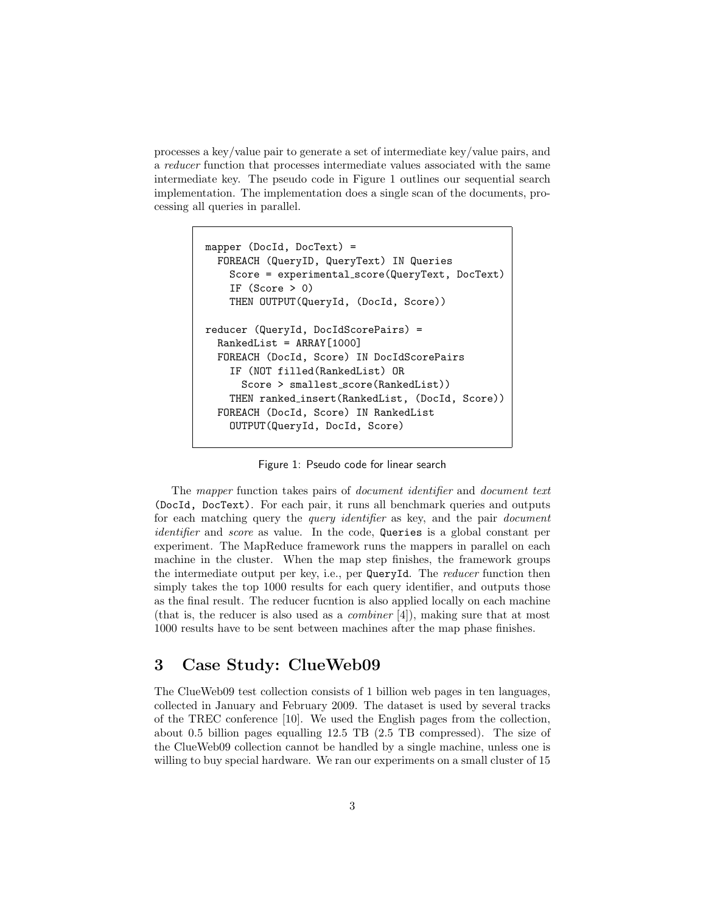processes a key/value pair to generate a set of intermediate key/value pairs, and a *reducer* function that processes intermediate values associated with the same intermediate key. The pseudo code in Figure 1 outlines our sequential search implementation. The implementation does a single scan of the documents, processing all queries in parallel.

```
mapper (DocId, DocText) =
  FOREACH (QueryID, QueryText) IN Queries
    Score = experimental_score(QueryText, DocText)
    IF (Score > 0)
    THEN OUTPUT(QueryId, (DocId, Score))

reducer (QueryId, DocIdScorePairs) =
  RankedList = ARRAY[1000]
  FOREACH (DocId, Score) IN DocIdScorePairs
    IF (NOT filled(RankedList) OR
      Score > smallest_score(RankedList))
    THEN ranked_insert(RankedList, (DocId, Score))
  FOREACH (DocId, Score) IN RankedList
    OUTPUT(QueryId, DocId, Score)
```

Figure 1: Pseudo code for linear search

The *mapper* function takes pairs of *document identifier* and *document text* (DocId, DocText). For each pair, it runs all benchmark queries and outputs for each matching query the *query identifier* as key, and the pair *document identifier* and *score* as value. In the code, Queries is a global constant per experiment. The MapReduce framework runs the mappers in parallel on each machine in the cluster. When the map step finishes, the framework groups the intermediate output per key, i.e., per QueryId. The *reducer* function then simply takes the top 1000 results for each query identifier, and outputs those as the final result. The reducer fucntion is also applied locally on each machine (that is, the reducer is also used as a *combiner* [4]), making sure that at most 1000 results have to be sent between machines after the map phase finishes.

## 3 Case Study: ClueWeb09

The ClueWeb09 test collection consists of 1 billion web pages in ten languages, collected in January and February 2009. The dataset is used by several tracks of the TREC conference [10]. We used the English pages from the collection, about 0.5 billion pages equalling 12.5 TB (2.5 TB compressed). The size of the ClueWeb09 collection cannot be handled by a single machine, unless one is willing to buy special hardware. We ran our experiments on a small cluster of 15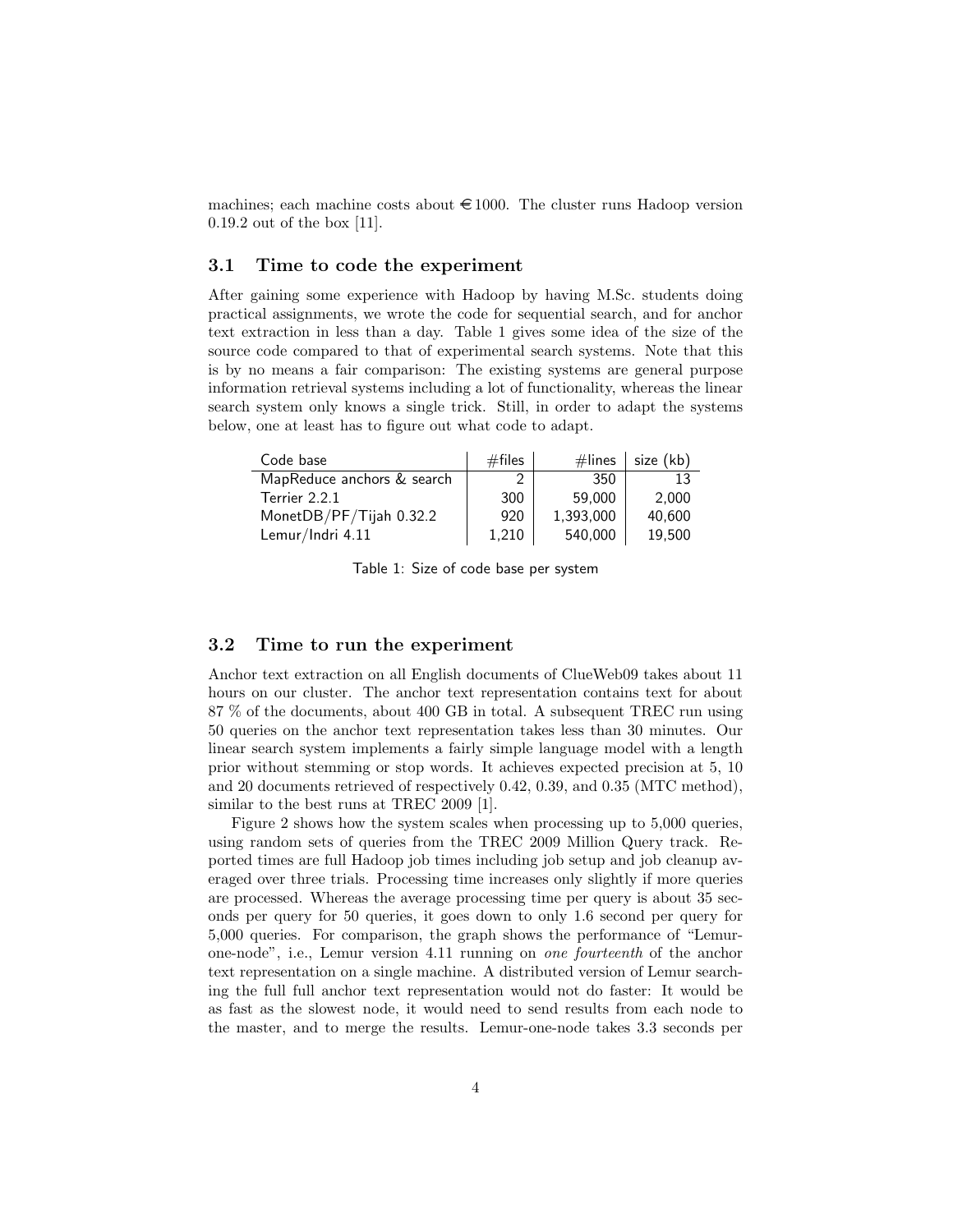machines; each machine costs about €1000. The cluster runs Hadoop version 0.19.2 out of the box [11].

### 3.1 Time to code the experiment

After gaining some experience with Hadoop by having M.Sc. students doing practical assignments, we wrote the code for sequential search, and for anchor text extraction in less than a day. Table 1 gives some idea of the size of the source code compared to that of experimental search systems. Note that this is by no means a fair comparison: The existing systems are general purpose information retrieval systems including a lot of functionality, whereas the linear search system only knows a single trick. Still, in order to adapt the systems below, one at least has to figure out what code to adapt.

| Code base | #files | #lines | size (kb) |
|---|---|---|---|
| MapReduce anchors & search | 2 | 350 | 13 |
| Terrier 2.2.1 | 300 | 59,000 | 2,000 |
| MonetDB/PF/Tijah 0.32.2 | 920 | 1,393,000 | 40,600 |
| Lemur/Indri 4.11 | 1,210 | 540,000 | 19,500 |

Table 1: Size of code base per system

### 3.2 Time to run the experiment

Anchor text extraction on all English documents of ClueWeb09 takes about 11 hours on our cluster. The anchor text representation contains text for about 87 % of the documents, about 400 GB in total. A subsequent TREC run using 50 queries on the anchor text representation takes less than 30 minutes. Our linear search system implements a fairly simple language model with a length prior without stemming or stop words. It achieves expected precision at 5, 10 and 20 documents retrieved of respectively 0.42, 0.39, and 0.35 (MTC method), similar to the best runs at TREC 2009 [1].

Figure 2 shows how the system scales when processing up to 5,000 queries, using random sets of queries from the TREC 2009 Million Query track. Reported times are full Hadoop job times including job setup and job cleanup averaged over three trials. Processing time increases only slightly if more queries are processed. Whereas the average processing time per query is about 35 seconds per query for 50 queries, it goes down to only 1.6 second per query for 5,000 queries. For comparison, the graph shows the performance of "Lemur-one-node", i.e., Lemur version 4.11 running on *one fourteenth* of the anchor text representation on a single machine. A distributed version of Lemur searching the full full anchor text representation would not do faster: It would be as fast as the slowest node, it would need to send results from each node to the master, and to merge the results. Lemur-one-node takes 3.3 seconds per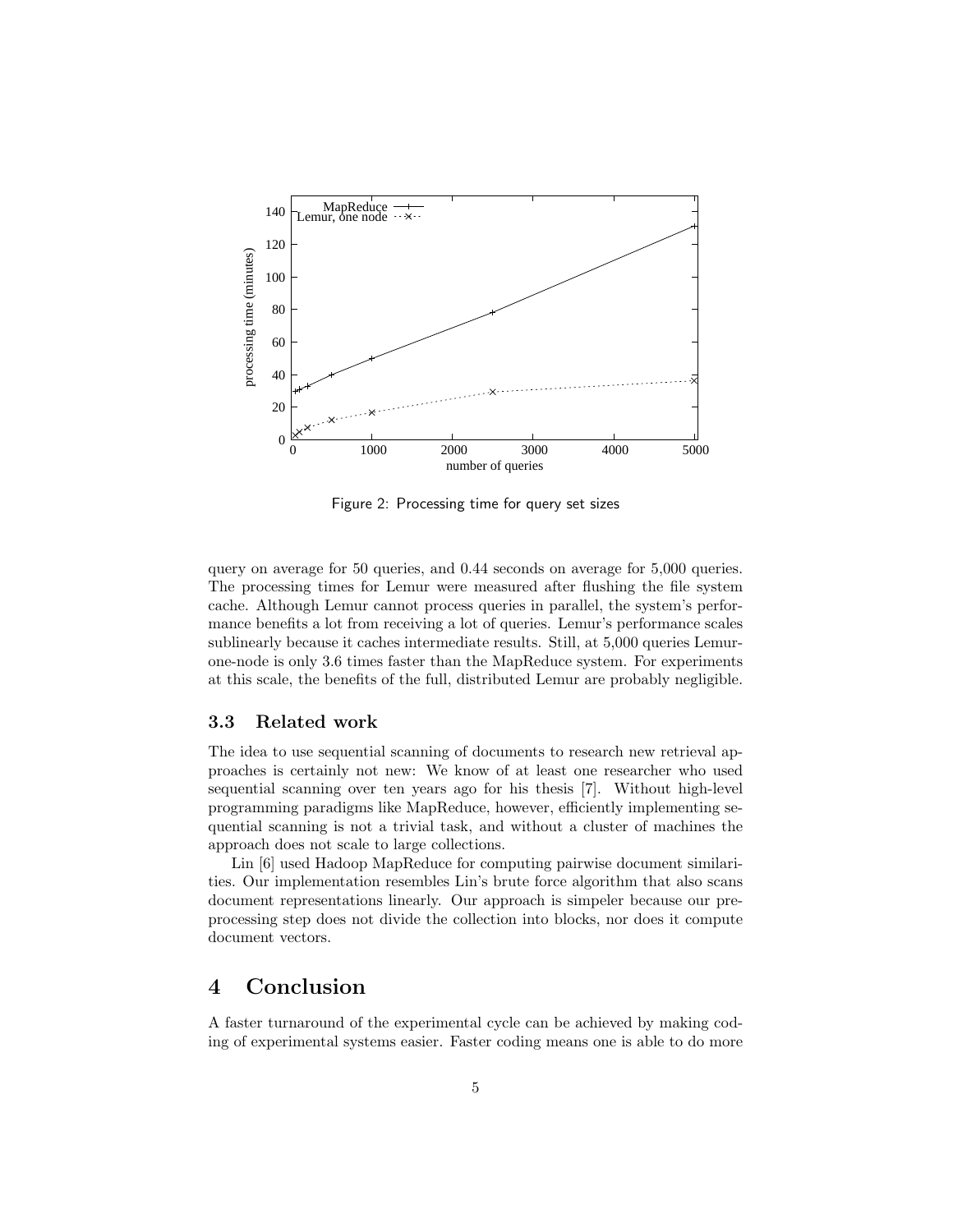Figure 2: Processing time for query set sizes

query on average for 50 queries, and 0.44 seconds on average for 5,000 queries. The processing times for Lemur were measured after flushing the file system cache. Although Lemur cannot process queries in parallel, the system's performance benefits a lot from receiving a lot of queries. Lemur's performance scales sublinearly because it caches intermediate results. Still, at 5,000 queries Lemur-one-node is only 3.6 times faster than the MapReduce system. For experiments at this scale, the benefits of the full, distributed Lemur are probably negligible.

### 3.3 Related work

The idea to use sequential scanning of documents to research new retrieval approaches is certainly not new: We know of at least one researcher who used sequential scanning over ten years ago for his thesis [7]. Without high-level programming paradigms like MapReduce, however, efficiently implementing sequential scanning is not a trivial task, and without a cluster of machines the approach does not scale to large collections.

Lin [6] used Hadoop MapReduce for computing pairwise document similarities. Our implementation resembles Lin's brute force algorithm that also scans document representations linearly. Our approach is simpeler because our preprocessing step does not divide the collection into blocks, nor does it compute document vectors.

## 4 Conclusion

A faster turnaround of the experimental cycle can be achieved by making coding of experimental systems easier. Faster coding means one is able to do more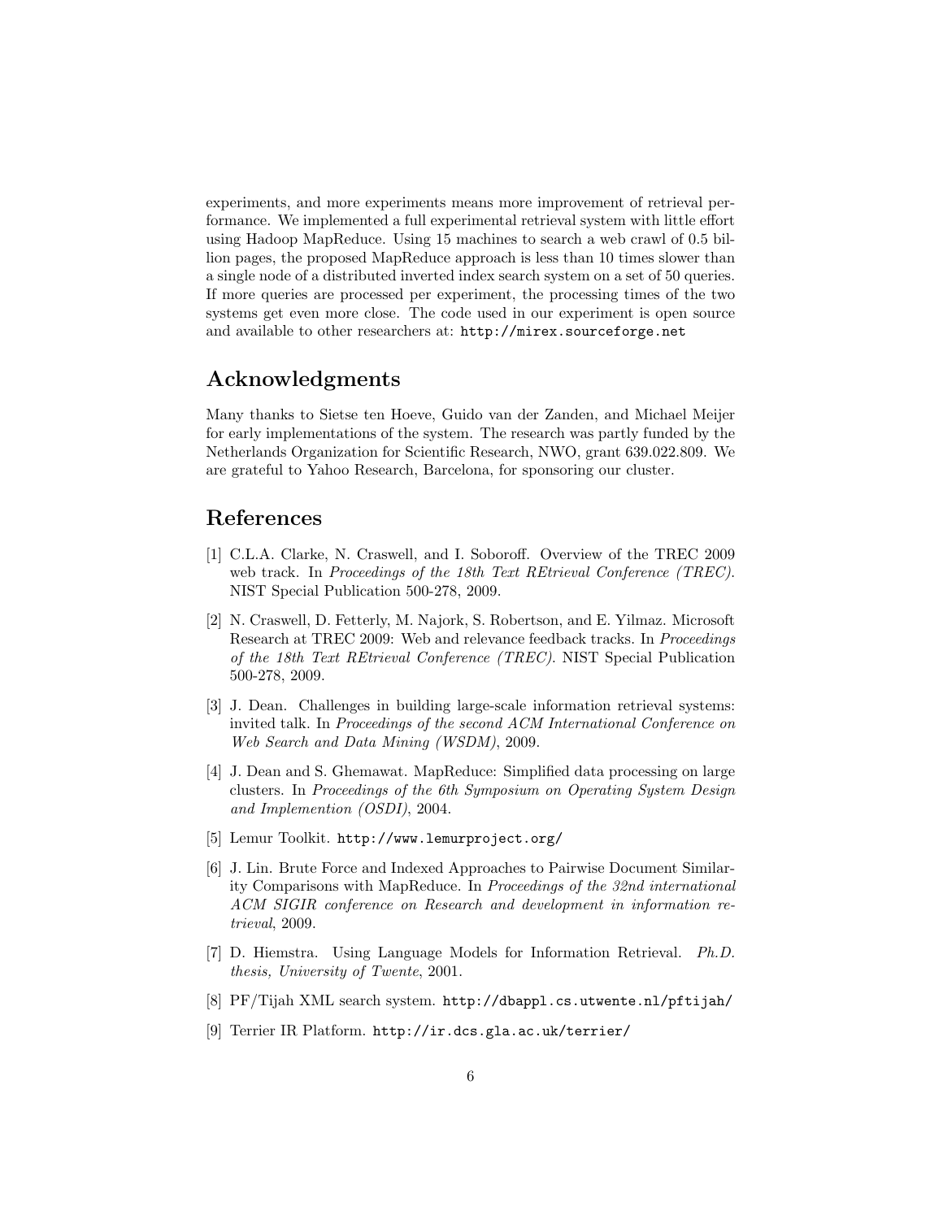experiments, and more experiments means more improvement of retrieval performance. We implemented a full experimental retrieval system with little effort using Hadoop MapReduce. Using 15 machines to search a web crawl of 0.5 billion pages, the proposed MapReduce approach is less than 10 times slower than a single node of a distributed inverted index search system on a set of 50 queries. If more queries are processed per experiment, the processing times of the two systems get even more close. The code used in our experiment is open source and available to other researchers at: `http://mirex.sourceforge.net`

## Acknowledgments

Many thanks to Sietse ten Hoeve, Guido van der Zanden, and Michael Meijer for early implementations of the system. The research was partly funded by the Netherlands Organization for Scientific Research, NWO, grant 639.022.809. We are grateful to Yahoo Research, Barcelona, for sponsoring our cluster.

## References

[1] C.L.A. Clarke, N. Craswell, and I. Soboroff. Overview of the TREC 2009 web track. In *Proceedings of the 18th Text REtrieval Conference (TREC)*. NIST Special Publication 500-278, 2009.

[2] N. Craswell, D. Fetterly, M. Najork, S. Robertson, and E. Yilmaz. Microsoft Research at TREC 2009: Web and relevance feedback tracks. In *Proceedings of the 18th Text REtrieval Conference (TREC)*. NIST Special Publication 500-278, 2009.

[3] J. Dean. Challenges in building large-scale information retrieval systems: invited talk. In *Proceedings of the second ACM International Conference on Web Search and Data Mining (WSDM)*, 2009.

[4] J. Dean and S. Ghemawat. MapReduce: Simplified data processing on large clusters. In *Proceedings of the 6th Symposium on Operating System Design and Implemention (OSDI)*, 2004.

[5] Lemur Toolkit. `http://www.lemurproject.org/`

[6] J. Lin. Brute Force and Indexed Approaches to Pairwise Document Similarity Comparisons with MapReduce. In *Proceedings of the 32nd international ACM SIGIR conference on Research and development in information retrieval*, 2009.

[7] D. Hiemstra. Using Language Models for Information Retrieval. *Ph.D. thesis, University of Twente*, 2001.

[8] PF/Tijah XML search system. `http://dbappl.cs.utwente.nl/pftijah/`

[9] Terrier IR Platform. `http://ir.dcs.gla.ac.uk/terrier/`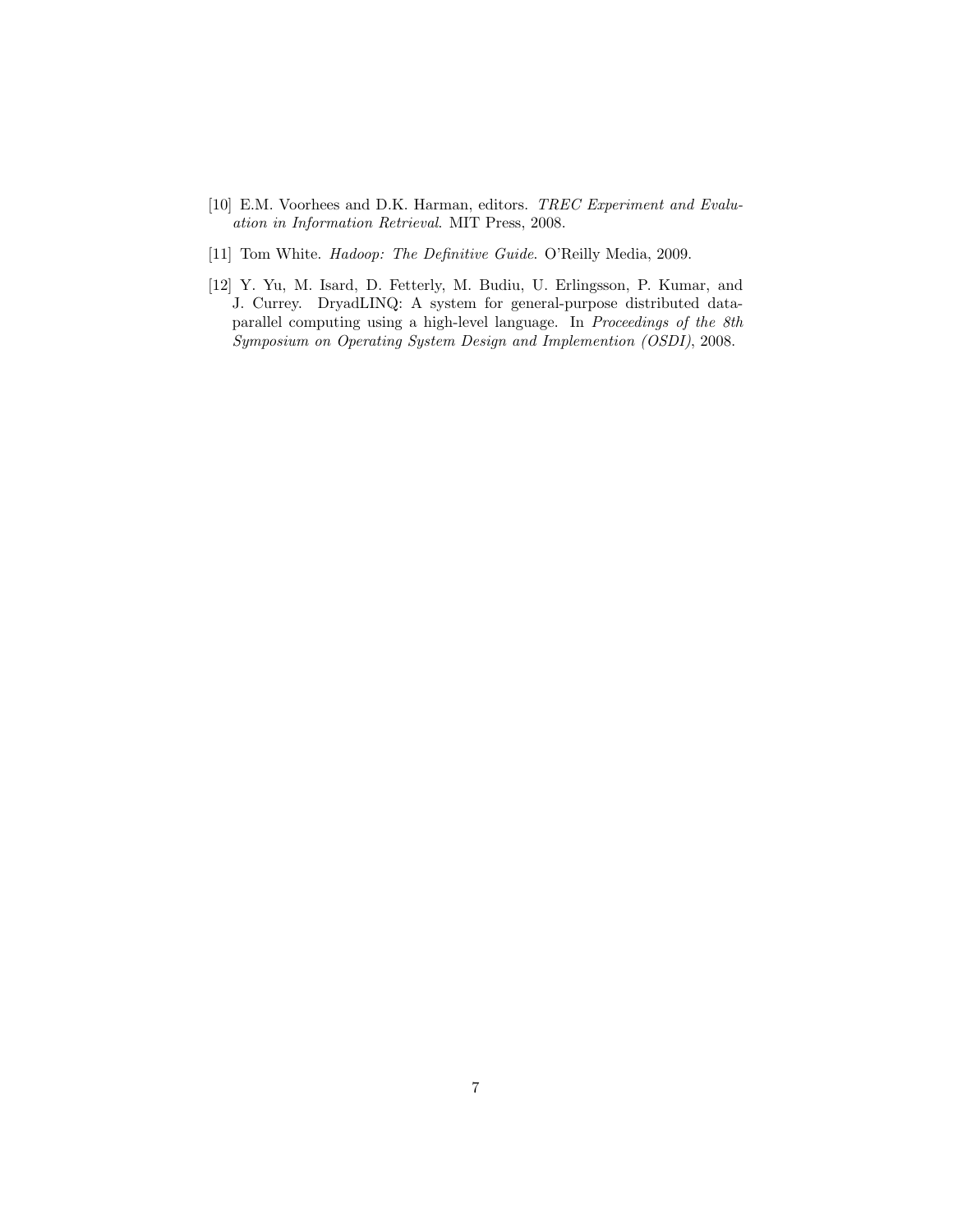[10] E.M. Voorhees and D.K. Harman, editors. *TREC Experiment and Evaluation in Information Retrieval*. MIT Press, 2008.

[11] Tom White. *Hadoop: The Definitive Guide*. O'Reilly Media, 2009.

[12] Y. Yu, M. Isard, D. Fetterly, M. Budiu, U. Erlingsson, P. Kumar, and J. Currey. DryadLINQ: A system for general-purpose distributed data-parallel computing using a high-level language. In *Proceedings of the 8th Symposium on Operating System Design and Implemention (OSDI)*, 2008.